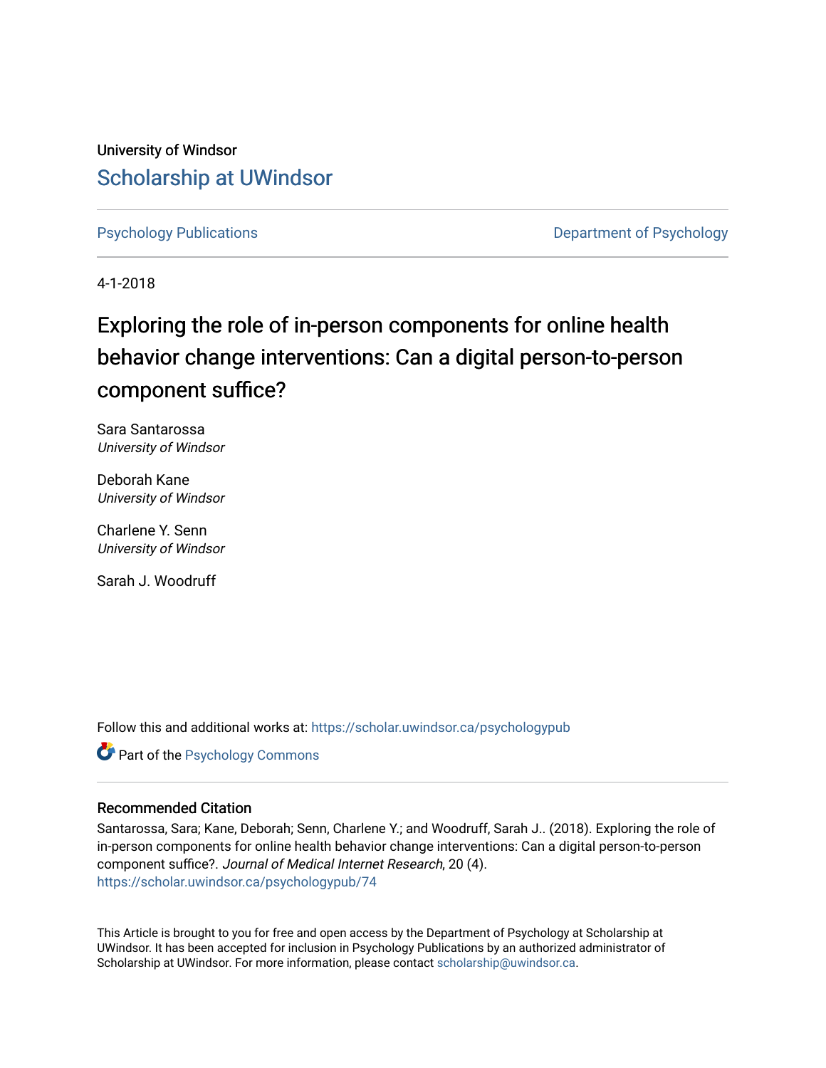University of Windsor

Scholarship at UWindsor

Psychology Publications

Department of Psychology

4-1-2018

# Exploring the role of in-person components for online health behavior change interventions: Can a digital person-to-person component suffice?

Sara Santarossa
*University of Windsor*

Deborah Kane
*University of Windsor*

Charlene Y. Senn
*University of Windsor*

Sarah J. Woodruff

Follow this and additional works at: https://scholar.uwindsor.ca/psychologypub

Part of the Psychology Commons

### Recommended Citation

Santarossa, Sara; Kane, Deborah; Senn, Charlene Y.; and Woodruff, Sarah J.. (2018). Exploring the role of in-person components for online health behavior change interventions: Can a digital person-to-person component suffice?. *Journal of Medical Internet Research*, 20 (4).
https://scholar.uwindsor.ca/psychologypub/74

This Article is brought to you for free and open access by the Department of Psychology at Scholarship at UWindsor. It has been accepted for inclusion in Psychology Publications by an authorized administrator of Scholarship at UWindsor. For more information, please contact scholarship@uwindsor.ca.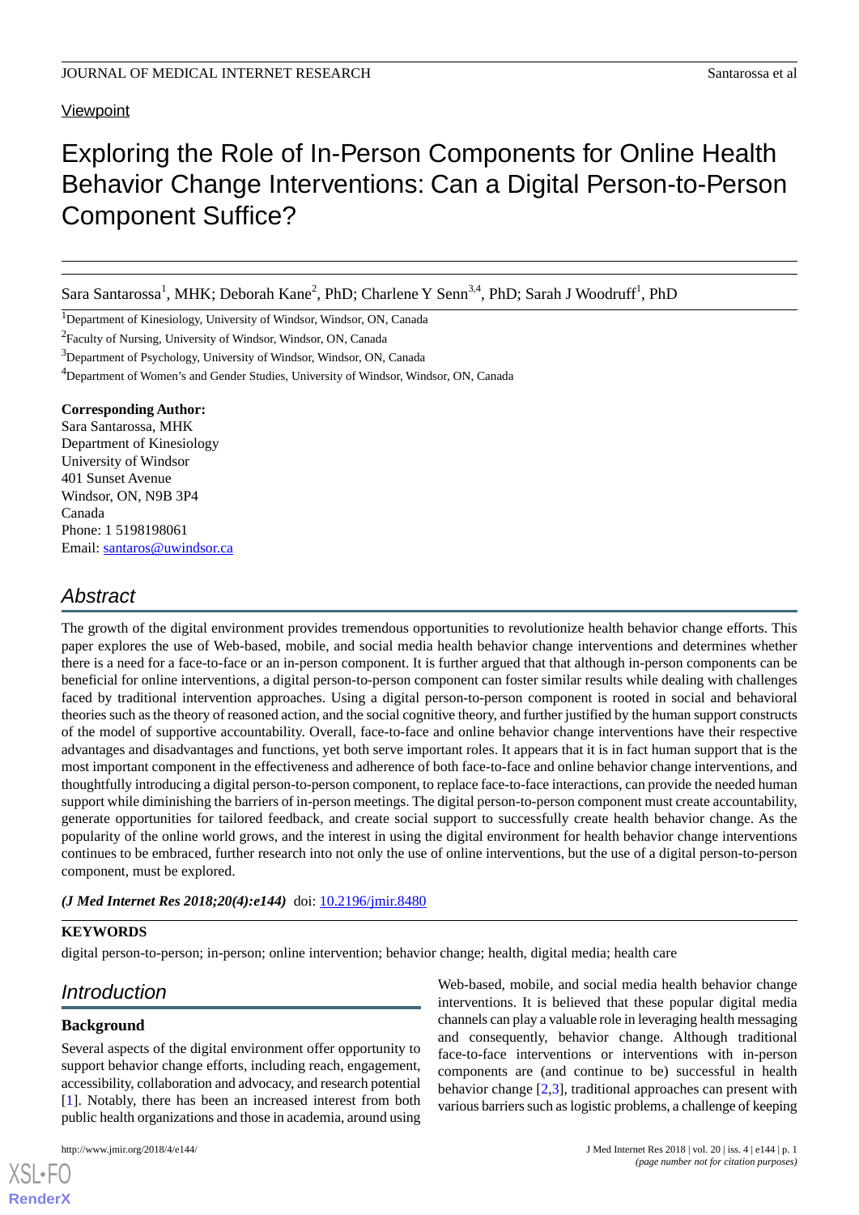Viewpoint

# Exploring the Role of In-Person Components for Online Health Behavior Change Interventions: Can a Digital Person-to-Person Component Suffice?

Sara Santarossa[1], MHK; Deborah Kane[2], PhD; Charlene Y Senn[3,4], PhD; Sarah J Woodruff[1], PhD

[1]Department of Kinesiology, University of Windsor, Windsor, ON, Canada

[2]Faculty of Nursing, University of Windsor, Windsor, ON, Canada

[3]Department of Psychology, University of Windsor, Windsor, ON, Canada

[4]Department of Women's and Gender Studies, University of Windsor, Windsor, ON, Canada

**Corresponding Author:**
Sara Santarossa, MHK
Department of Kinesiology
University of Windsor
401 Sunset Avenue
Windsor, ON, N9B 3P4
Canada
Phone: 1 5198198061
Email: santaros@uwindsor.ca

## Abstract

The growth of the digital environment provides tremendous opportunities to revolutionize health behavior change efforts. This paper explores the use of Web-based, mobile, and social media health behavior change interventions and determines whether there is a need for a face-to-face or an in-person component. It is further argued that that although in-person components can be beneficial for online interventions, a digital person-to-person component can foster similar results while dealing with challenges faced by traditional intervention approaches. Using a digital person-to-person component is rooted in social and behavioral theories such as the theory of reasoned action, and the social cognitive theory, and further justified by the human support constructs of the model of supportive accountability. Overall, face-to-face and online behavior change interventions have their respective advantages and disadvantages and functions, yet both serve important roles. It appears that it is in fact human support that is the most important component in the effectiveness and adherence of both face-to-face and online behavior change interventions, and thoughtfully introducing a digital person-to-person component, to replace face-to-face interactions, can provide the needed human support while diminishing the barriers of in-person meetings. The digital person-to-person component must create accountability, generate opportunities for tailored feedback, and create social support to successfully create health behavior change. As the popularity of the online world grows, and the interest in using the digital environment for health behavior change interventions continues to be embraced, further research into not only the use of online interventions, but the use of a digital person-to-person component, must be explored.

***(J Med Internet Res 2018;20(4):e144)*** doi: 10.2196/jmir.8480

**KEYWORDS**

digital person-to-person; in-person; online intervention; behavior change; health, digital media; health care

## Introduction

### Background

Several aspects of the digital environment offer opportunity to support behavior change efforts, including reach, engagement, accessibility, collaboration and advocacy, and research potential [1]. Notably, there has been an increased interest from both public health organizations and those in academia, around using Web-based, mobile, and social media health behavior change interventions. It is believed that these popular digital media channels can play a valuable role in leveraging health messaging and consequently, behavior change. Although traditional face-to-face interventions or interventions with in-person components are (and continue to be) successful in health behavior change [2,3], traditional approaches can present with various barriers such as logistic problems, a challenge of keeping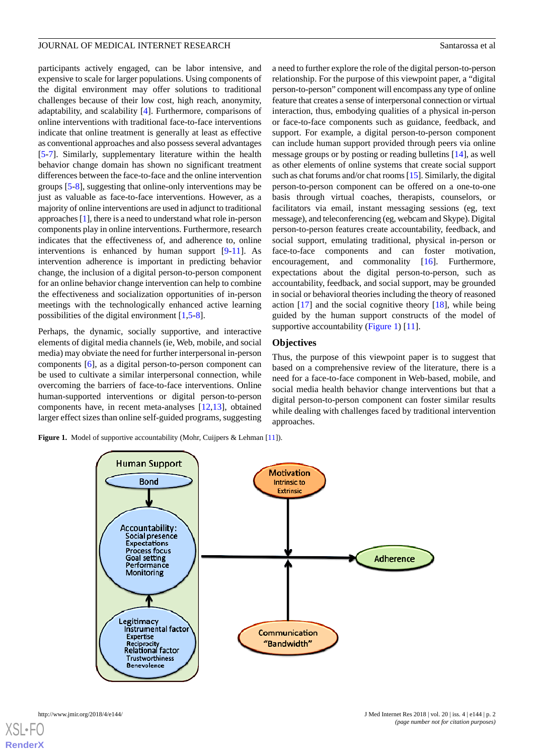participants actively engaged, can be labor intensive, and expensive to scale for larger populations. Using components of the digital environment may offer solutions to traditional challenges because of their low cost, high reach, anonymity, adaptability, and scalability [4]. Furthermore, comparisons of online interventions with traditional face-to-face interventions indicate that online treatment is generally at least as effective as conventional approaches and also possess several advantages [5-7]. Similarly, supplementary literature within the health behavior change domain has shown no significant treatment differences between the face-to-face and the online intervention groups [5-8], suggesting that online-only interventions may be just as valuable as face-to-face interventions. However, as a majority of online interventions are used in adjunct to traditional approaches [1], there is a need to understand what role in-person components play in online interventions. Furthermore, research indicates that the effectiveness of, and adherence to, online interventions is enhanced by human support [9-11]. As intervention adherence is important in predicting behavior change, the inclusion of a digital person-to-person component for an online behavior change intervention can help to combine the effectiveness and socialization opportunities of in-person meetings with the technologically enhanced active learning possibilities of the digital environment [1,5-8].

Perhaps, the dynamic, socially supportive, and interactive elements of digital media channels (ie, Web, mobile, and social media) may obviate the need for further interpersonal in-person components [6], as a digital person-to-person component can be used to cultivate a similar interpersonal connection, while overcoming the barriers of face-to-face interventions. Online human-supported interventions or digital person-to-person components have, in recent meta-analyses [12,13], obtained larger effect sizes than online self-guided programs, suggesting a need to further explore the role of the digital person-to-person relationship. For the purpose of this viewpoint paper, a "digital person-to-person" component will encompass any type of online feature that creates a sense of interpersonal connection or virtual interaction, thus, embodying qualities of a physical in-person or face-to-face components such as guidance, feedback, and support. For example, a digital person-to-person component can include human support provided through peers via online message groups or by posting or reading bulletins [14], as well as other elements of online systems that create social support such as chat forums and/or chat rooms [15]. Similarly, the digital person-to-person component can be offered on a one-to-one basis through virtual coaches, therapists, counselors, or facilitators via email, instant messaging sessions (eg, text message), and teleconferencing (eg, webcam and Skype). Digital person-to-person features create accountability, feedback, and social support, emulating traditional, physical in-person or face-to-face components and can foster motivation, encouragement, and commonality [16]. Furthermore, expectations about the digital person-to-person, such as accountability, feedback, and social support, may be grounded in social or behavioral theories including the theory of reasoned action [17] and the social cognitive theory [18], while being guided by the human support constructs of the model of supportive accountability (Figure 1) [11].

## Objectives

Thus, the purpose of this viewpoint paper is to suggest that based on a comprehensive review of the literature, there is a need for a face-to-face component in Web-based, mobile, and social media health behavior change interventions but that a digital person-to-person component can foster similar results while dealing with challenges faced by traditional intervention approaches.

**Figure 1.** Model of supportive accountability (Mohr, Cuijpers & Lehman [11]).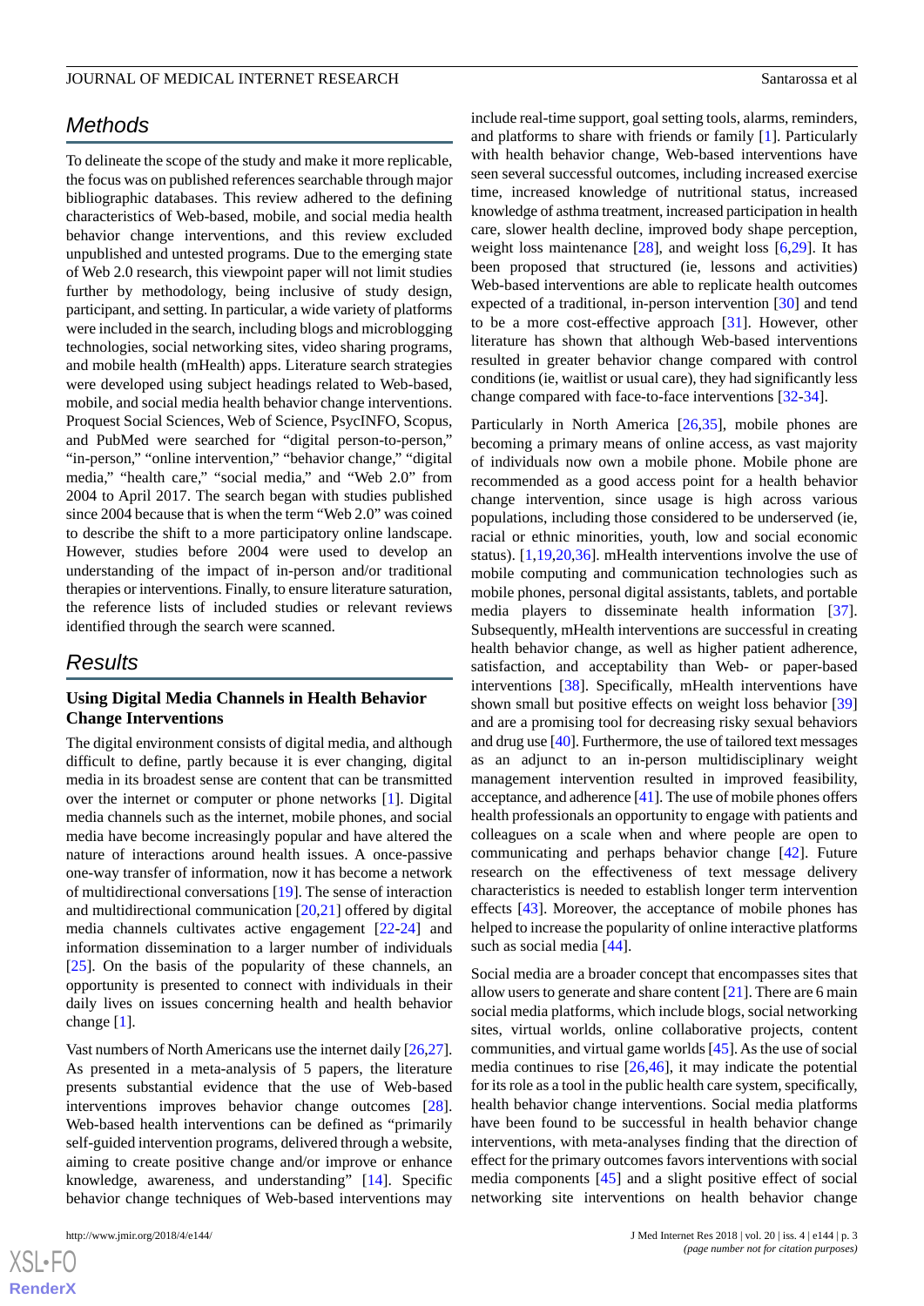## Methods

To delineate the scope of the study and make it more replicable, the focus was on published references searchable through major bibliographic databases. This review adhered to the defining characteristics of Web-based, mobile, and social media health behavior change interventions, and this review excluded unpublished and untested programs. Due to the emerging state of Web 2.0 research, this viewpoint paper will not limit studies further by methodology, being inclusive of study design, participant, and setting. In particular, a wide variety of platforms were included in the search, including blogs and microblogging technologies, social networking sites, video sharing programs, and mobile health (mHealth) apps. Literature search strategies were developed using subject headings related to Web-based, mobile, and social media health behavior change interventions. Proquest Social Sciences, Web of Science, PsycINFO, Scopus, and PubMed were searched for "digital person-to-person," "in-person," "online intervention," "behavior change," "digital media," "health care," "social media," and "Web 2.0" from 2004 to April 2017. The search began with studies published since 2004 because that is when the term "Web 2.0" was coined to describe the shift to a more participatory online landscape. However, studies before 2004 were used to develop an understanding of the impact of in-person and/or traditional therapies or interventions. Finally, to ensure literature saturation, the reference lists of included studies or relevant reviews identified through the search were scanned.

## Results

### Using Digital Media Channels in Health Behavior Change Interventions

The digital environment consists of digital media, and although difficult to define, partly because it is ever changing, digital media in its broadest sense are content that can be transmitted over the internet or computer or phone networks [1]. Digital media channels such as the internet, mobile phones, and social media have become increasingly popular and have altered the nature of interactions around health issues. A once-passive one-way transfer of information, now it has become a network of multidirectional conversations [19]. The sense of interaction and multidirectional communication [20,21] offered by digital media channels cultivates active engagement [22-24] and information dissemination to a larger number of individuals [25]. On the basis of the popularity of these channels, an opportunity is presented to connect with individuals in their daily lives on issues concerning health and health behavior change [1].

Vast numbers of North Americans use the internet daily [26,27]. As presented in a meta-analysis of 5 papers, the literature presents substantial evidence that the use of Web-based interventions improves behavior change outcomes [28]. Web-based health interventions can be defined as "primarily self-guided intervention programs, delivered through a website, aiming to create positive change and/or improve or enhance knowledge, awareness, and understanding" [14]. Specific behavior change techniques of Web-based interventions may include real-time support, goal setting tools, alarms, reminders, and platforms to share with friends or family [1]. Particularly with health behavior change, Web-based interventions have seen several successful outcomes, including increased exercise time, increased knowledge of nutritional status, increased knowledge of asthma treatment, increased participation in health care, slower health decline, improved body shape perception, weight loss maintenance [28], and weight loss [6,29]. It has been proposed that structured (ie, lessons and activities) Web-based interventions are able to replicate health outcomes expected of a traditional, in-person intervention [30] and tend to be a more cost-effective approach [31]. However, other literature has shown that although Web-based interventions resulted in greater behavior change compared with control conditions (ie, waitlist or usual care), they had significantly less change compared with face-to-face interventions [32-34].

Particularly in North America [26,35], mobile phones are becoming a primary means of online access, as vast majority of individuals now own a mobile phone. Mobile phone are recommended as a good access point for a health behavior change intervention, since usage is high across various populations, including those considered to be underserved (ie, racial or ethnic minorities, youth, low and social economic status). [1,19,20,36]. mHealth interventions involve the use of mobile computing and communication technologies such as mobile phones, personal digital assistants, tablets, and portable media players to disseminate health information [37]. Subsequently, mHealth interventions are successful in creating health behavior change, as well as higher patient adherence, satisfaction, and acceptability than Web- or paper-based interventions [38]. Specifically, mHealth interventions have shown small but positive effects on weight loss behavior [39] and are a promising tool for decreasing risky sexual behaviors and drug use [40]. Furthermore, the use of tailored text messages as an adjunct to an in-person multidisciplinary weight management intervention resulted in improved feasibility, acceptance, and adherence [41]. The use of mobile phones offers health professionals an opportunity to engage with patients and colleagues on a scale when and where people are open to communicating and perhaps behavior change [42]. Future research on the effectiveness of text message delivery characteristics is needed to establish longer term intervention effects [43]. Moreover, the acceptance of mobile phones has helped to increase the popularity of online interactive platforms such as social media [44].

Social media are a broader concept that encompasses sites that allow users to generate and share content [21]. There are 6 main social media platforms, which include blogs, social networking sites, virtual worlds, online collaborative projects, content communities, and virtual game worlds [45]. As the use of social media continues to rise [26,46], it may indicate the potential for its role as a tool in the public health care system, specifically, health behavior change interventions. Social media platforms have been found to be successful in health behavior change interventions, with meta-analyses finding that the direction of effect for the primary outcomes favors interventions with social media components [45] and a slight positive effect of social networking site interventions on health behavior change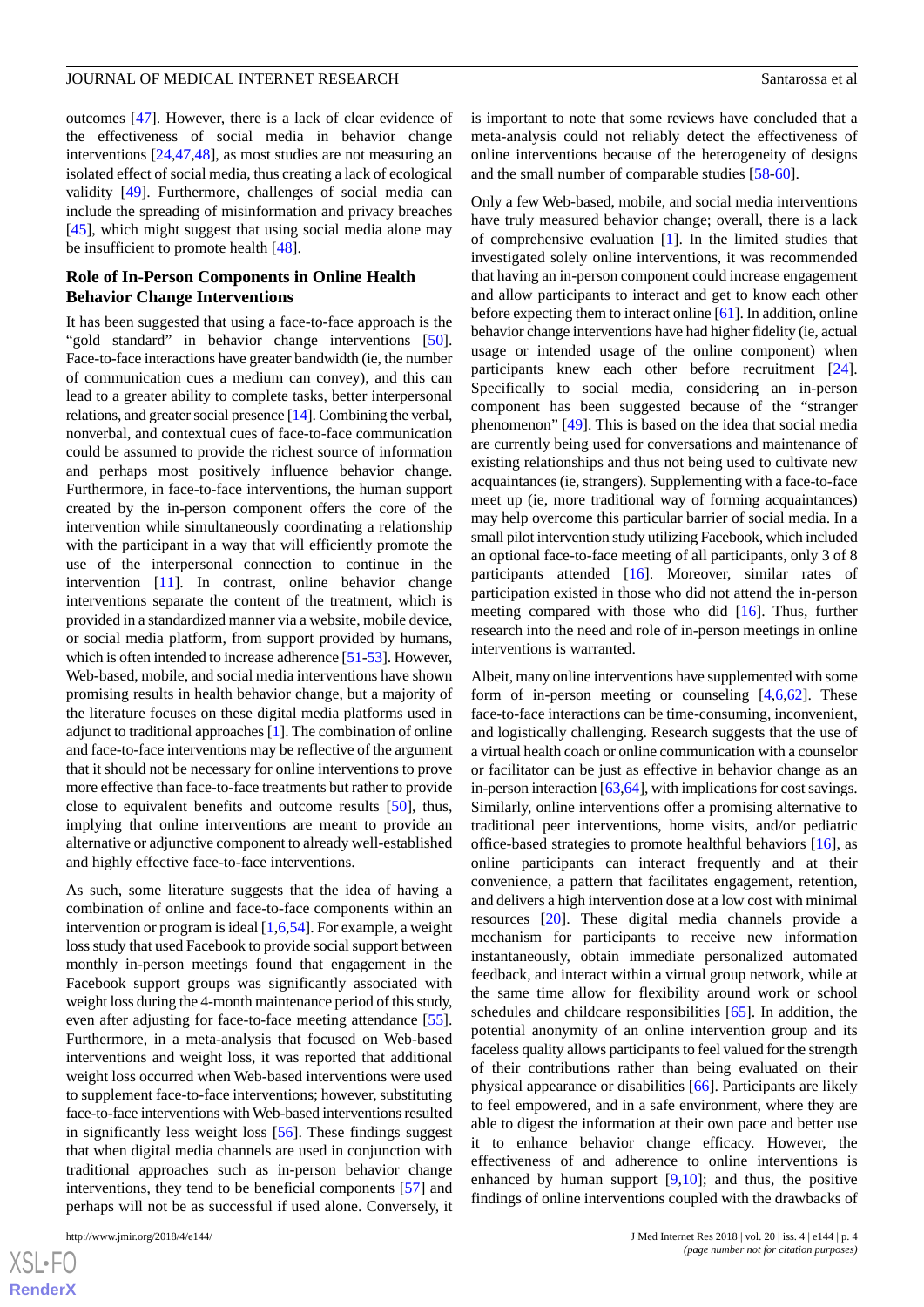outcomes [47]. However, there is a lack of clear evidence of the effectiveness of social media in behavior change interventions [24,47,48], as most studies are not measuring an isolated effect of social media, thus creating a lack of ecological validity [49]. Furthermore, challenges of social media can include the spreading of misinformation and privacy breaches [45], which might suggest that using social media alone may be insufficient to promote health [48].

### Role of In-Person Components in Online Health Behavior Change Interventions

It has been suggested that using a face-to-face approach is the "gold standard" in behavior change interventions [50]. Face-to-face interactions have greater bandwidth (ie, the number of communication cues a medium can convey), and this can lead to a greater ability to complete tasks, better interpersonal relations, and greater social presence [14]. Combining the verbal, nonverbal, and contextual cues of face-to-face communication could be assumed to provide the richest source of information and perhaps most positively influence behavior change. Furthermore, in face-to-face interventions, the human support created by the in-person component offers the core of the intervention while simultaneously coordinating a relationship with the participant in a way that will efficiently promote the use of the interpersonal connection to continue in the intervention [11]. In contrast, online behavior change interventions separate the content of the treatment, which is provided in a standardized manner via a website, mobile device, or social media platform, from support provided by humans, which is often intended to increase adherence [51-53]. However, Web-based, mobile, and social media interventions have shown promising results in health behavior change, but a majority of the literature focuses on these digital media platforms used in adjunct to traditional approaches [1]. The combination of online and face-to-face interventions may be reflective of the argument that it should not be necessary for online interventions to prove more effective than face-to-face treatments but rather to provide close to equivalent benefits and outcome results [50], thus, implying that online interventions are meant to provide an alternative or adjunctive component to already well-established and highly effective face-to-face interventions.

As such, some literature suggests that the idea of having a combination of online and face-to-face components within an intervention or program is ideal [1,6,54]. For example, a weight loss study that used Facebook to provide social support between monthly in-person meetings found that engagement in the Facebook support groups was significantly associated with weight loss during the 4-month maintenance period of this study, even after adjusting for face-to-face meeting attendance [55]. Furthermore, in a meta-analysis that focused on Web-based interventions and weight loss, it was reported that additional weight loss occurred when Web-based interventions were used to supplement face-to-face interventions; however, substituting face-to-face interventions with Web-based interventions resulted in significantly less weight loss [56]. These findings suggest that when digital media channels are used in conjunction with traditional approaches such as in-person behavior change interventions, they tend to be beneficial components [57] and perhaps will not be as successful if used alone. Conversely, it is important to note that some reviews have concluded that a meta-analysis could not reliably detect the effectiveness of online interventions because of the heterogeneity of designs and the small number of comparable studies [58-60].

Only a few Web-based, mobile, and social media interventions have truly measured behavior change; overall, there is a lack of comprehensive evaluation [1]. In the limited studies that investigated solely online interventions, it was recommended that having an in-person component could increase engagement and allow participants to interact and get to know each other before expecting them to interact online [61]. In addition, online behavior change interventions have had higher fidelity (ie, actual usage or intended usage of the online component) when participants knew each other before recruitment [24]. Specifically to social media, considering an in-person component has been suggested because of the "stranger phenomenon" [49]. This is based on the idea that social media are currently being used for conversations and maintenance of existing relationships and thus not being used to cultivate new acquaintances (ie, strangers). Supplementing with a face-to-face meet up (ie, more traditional way of forming acquaintances) may help overcome this particular barrier of social media. In a small pilot intervention study utilizing Facebook, which included an optional face-to-face meeting of all participants, only 3 of 8 participants attended [16]. Moreover, similar rates of participation existed in those who did not attend the in-person meeting compared with those who did [16]. Thus, further research into the need and role of in-person meetings in online interventions is warranted.

Albeit, many online interventions have supplemented with some form of in-person meeting or counseling [4,6,62]. These face-to-face interactions can be time-consuming, inconvenient, and logistically challenging. Research suggests that the use of a virtual health coach or online communication with a counselor or facilitator can be just as effective in behavior change as an in-person interaction [63,64], with implications for cost savings. Similarly, online interventions offer a promising alternative to traditional peer interventions, home visits, and/or pediatric office-based strategies to promote healthful behaviors [16], as online participants can interact frequently and at their convenience, a pattern that facilitates engagement, retention, and delivers a high intervention dose at a low cost with minimal resources [20]. These digital media channels provide a mechanism for participants to receive new information instantaneously, obtain immediate personalized automated feedback, and interact within a virtual group network, while at the same time allow for flexibility around work or school schedules and childcare responsibilities [65]. In addition, the potential anonymity of an online intervention group and its faceless quality allows participants to feel valued for the strength of their contributions rather than being evaluated on their physical appearance or disabilities [66]. Participants are likely to feel empowered, and in a safe environment, where they are able to digest the information at their own pace and better use it to enhance behavior change efficacy. However, the effectiveness of and adherence to online interventions is enhanced by human support [9,10]; and thus, the positive findings of online interventions coupled with the drawbacks of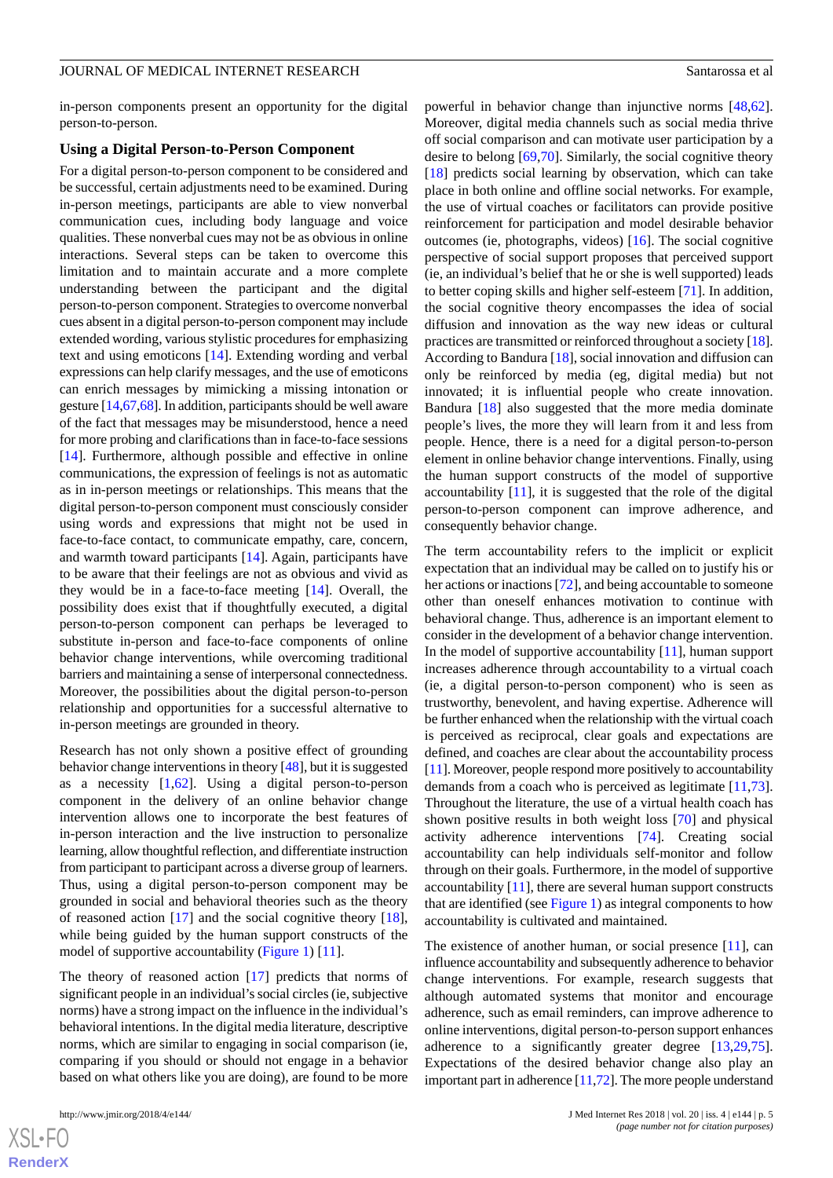in-person components present an opportunity for the digital person-to-person.

### Using a Digital Person-to-Person Component

For a digital person-to-person component to be considered and be successful, certain adjustments need to be examined. During in-person meetings, participants are able to view nonverbal communication cues, including body language and voice qualities. These nonverbal cues may not be as obvious in online interactions. Several steps can be taken to overcome this limitation and to maintain accurate and a more complete understanding between the participant and the digital person-to-person component. Strategies to overcome nonverbal cues absent in a digital person-to-person component may include extended wording, various stylistic procedures for emphasizing text and using emoticons [14]. Extending wording and verbal expressions can help clarify messages, and the use of emoticons can enrich messages by mimicking a missing intonation or gesture [14,67,68]. In addition, participants should be well aware of the fact that messages may be misunderstood, hence a need for more probing and clarifications than in face-to-face sessions [14]. Furthermore, although possible and effective in online communications, the expression of feelings is not as automatic as in in-person meetings or relationships. This means that the digital person-to-person component must consciously consider using words and expressions that might not be used in face-to-face contact, to communicate empathy, care, concern, and warmth toward participants [14]. Again, participants have to be aware that their feelings are not as obvious and vivid as they would be in a face-to-face meeting [14]. Overall, the possibility does exist that if thoughtfully executed, a digital person-to-person component can perhaps be leveraged to substitute in-person and face-to-face components of online behavior change interventions, while overcoming traditional barriers and maintaining a sense of interpersonal connectedness. Moreover, the possibilities about the digital person-to-person relationship and opportunities for a successful alternative to in-person meetings are grounded in theory.

Research has not only shown a positive effect of grounding behavior change interventions in theory [48], but it is suggested as a necessity [1,62]. Using a digital person-to-person component in the delivery of an online behavior change intervention allows one to incorporate the best features of in-person interaction and the live instruction to personalize learning, allow thoughtful reflection, and differentiate instruction from participant to participant across a diverse group of learners. Thus, using a digital person-to-person component may be grounded in social and behavioral theories such as the theory of reasoned action [17] and the social cognitive theory [18], while being guided by the human support constructs of the model of supportive accountability (Figure 1) [11].

The theory of reasoned action [17] predicts that norms of significant people in an individual's social circles (ie, subjective norms) have a strong impact on the influence in the individual's behavioral intentions. In the digital media literature, descriptive norms, which are similar to engaging in social comparison (ie, comparing if you should or should not engage in a behavior based on what others like you are doing), are found to be more powerful in behavior change than injunctive norms [48,62]. Moreover, digital media channels such as social media thrive off social comparison and can motivate user participation by a desire to belong [69,70]. Similarly, the social cognitive theory [18] predicts social learning by observation, which can take place in both online and offline social networks. For example, the use of virtual coaches or facilitators can provide positive reinforcement for participation and model desirable behavior outcomes (ie, photographs, videos) [16]. The social cognitive perspective of social support proposes that perceived support (ie, an individual's belief that he or she is well supported) leads to better coping skills and higher self-esteem [71]. In addition, the social cognitive theory encompasses the idea of social diffusion and innovation as the way new ideas or cultural practices are transmitted or reinforced throughout a society [18]. According to Bandura [18], social innovation and diffusion can only be reinforced by media (eg, digital media) but not innovated; it is influential people who create innovation. Bandura [18] also suggested that the more media dominate people's lives, the more they will learn from it and less from people. Hence, there is a need for a digital person-to-person element in online behavior change interventions. Finally, using the human support constructs of the model of supportive accountability [11], it is suggested that the role of the digital person-to-person component can improve adherence, and consequently behavior change.

The term accountability refers to the implicit or explicit expectation that an individual may be called on to justify his or her actions or inactions [72], and being accountable to someone other than oneself enhances motivation to continue with behavioral change. Thus, adherence is an important element to consider in the development of a behavior change intervention. In the model of supportive accountability [11], human support increases adherence through accountability to a virtual coach (ie, a digital person-to-person component) who is seen as trustworthy, benevolent, and having expertise. Adherence will be further enhanced when the relationship with the virtual coach is perceived as reciprocal, clear goals and expectations are defined, and coaches are clear about the accountability process [11]. Moreover, people respond more positively to accountability demands from a coach who is perceived as legitimate [11,73]. Throughout the literature, the use of a virtual health coach has shown positive results in both weight loss [70] and physical activity adherence interventions [74]. Creating social accountability can help individuals self-monitor and follow through on their goals. Furthermore, in the model of supportive accountability [11], there are several human support constructs that are identified (see Figure 1) as integral components to how accountability is cultivated and maintained.

The existence of another human, or social presence [11], can influence accountability and subsequently adherence to behavior change interventions. For example, research suggests that although automated systems that monitor and encourage adherence, such as email reminders, can improve adherence to online interventions, digital person-to-person support enhances adherence to a significantly greater degree [13,29,75]. Expectations of the desired behavior change also play an important part in adherence [11,72]. The more people understand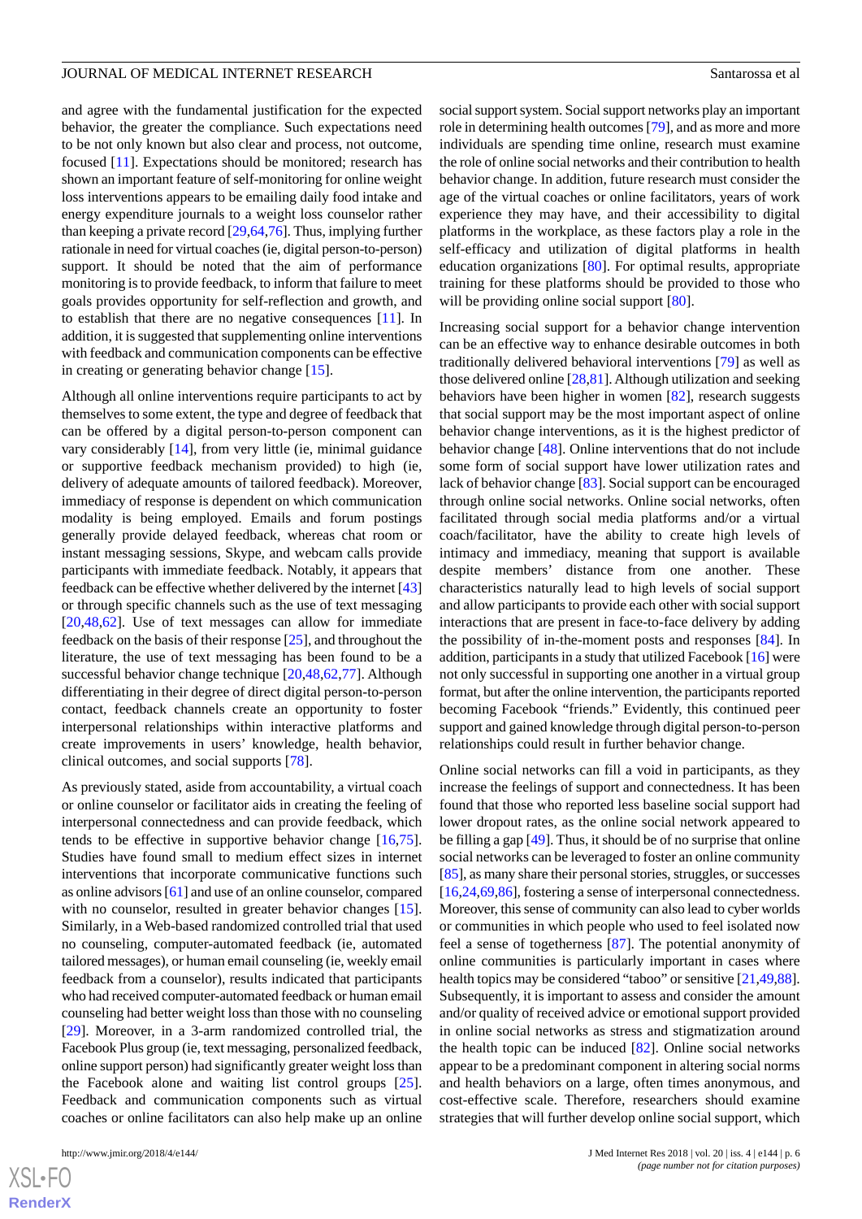and agree with the fundamental justification for the expected behavior, the greater the compliance. Such expectations need to be not only known but also clear and process, not outcome, focused [11]. Expectations should be monitored; research has shown an important feature of self-monitoring for online weight loss interventions appears to be emailing daily food intake and energy expenditure journals to a weight loss counselor rather than keeping a private record [29,64,76]. Thus, implying further rationale in need for virtual coaches (ie, digital person-to-person) support. It should be noted that the aim of performance monitoring is to provide feedback, to inform that failure to meet goals provides opportunity for self-reflection and growth, and to establish that there are no negative consequences [11]. In addition, it is suggested that supplementing online interventions with feedback and communication components can be effective in creating or generating behavior change [15].

Although all online interventions require participants to act by themselves to some extent, the type and degree of feedback that can be offered by a digital person-to-person component can vary considerably [14], from very little (ie, minimal guidance or supportive feedback mechanism provided) to high (ie, delivery of adequate amounts of tailored feedback). Moreover, immediacy of response is dependent on which communication modality is being employed. Emails and forum postings generally provide delayed feedback, whereas chat room or instant messaging sessions, Skype, and webcam calls provide participants with immediate feedback. Notably, it appears that feedback can be effective whether delivered by the internet [43] or through specific channels such as the use of text messaging [20,48,62]. Use of text messages can allow for immediate feedback on the basis of their response [25], and throughout the literature, the use of text messaging has been found to be a successful behavior change technique [20,48,62,77]. Although differentiating in their degree of direct digital person-to-person contact, feedback channels create an opportunity to foster interpersonal relationships within interactive platforms and create improvements in users' knowledge, health behavior, clinical outcomes, and social supports [78].

As previously stated, aside from accountability, a virtual coach or online counselor or facilitator aids in creating the feeling of interpersonal connectedness and can provide feedback, which tends to be effective in supportive behavior change [16,75]. Studies have found small to medium effect sizes in internet interventions that incorporate communicative functions such as online advisors [61] and use of an online counselor, compared with no counselor, resulted in greater behavior changes [15]. Similarly, in a Web-based randomized controlled trial that used no counseling, computer-automated feedback (ie, automated tailored messages), or human email counseling (ie, weekly email feedback from a counselor), results indicated that participants who had received computer-automated feedback or human email counseling had better weight loss than those with no counseling [29]. Moreover, in a 3-arm randomized controlled trial, the Facebook Plus group (ie, text messaging, personalized feedback, online support person) had significantly greater weight loss than the Facebook alone and waiting list control groups [25]. Feedback and communication components such as virtual coaches or online facilitators can also help make up an online social support system. Social support networks play an important role in determining health outcomes [79], and as more and more individuals are spending time online, research must examine the role of social networks and their contribution to health behavior change. In addition, future research must consider the age of the virtual coaches or online facilitators, years of work experience they may have, and their accessibility to digital platforms in the workplace, as these factors play a role in the self-efficacy and utilization of digital platforms in health education organizations [80]. For optimal results, appropriate training for these platforms should be provided to those who will be providing online social support [80].

Increasing social support for a behavior change intervention can be an effective way to enhance desirable outcomes in both traditionally delivered behavioral interventions [79] as well as those delivered online [28,81]. Although utilization and seeking behaviors have been higher in women [82], research suggests that social support may be the most important aspect of online behavior change interventions, as it is the highest predictor of behavior change [48]. Online interventions that do not include some form of social support have lower utilization rates and lack of behavior change [83]. Social support can be encouraged through online social networks. Online social networks, often facilitated through social media platforms and/or a virtual coach/facilitator, have the ability to create high levels of intimacy and immediacy, meaning that support is available despite members' distance from one another. These characteristics naturally lead to high levels of social support and allow participants to provide each other with social support interactions that are present in face-to-face delivery by adding the possibility of in-the-moment posts and responses [84]. In addition, participants in a study that utilized Facebook [16] were not only successful in supporting one another in a virtual group format, but after the online intervention, the participants reported becoming Facebook "friends." Evidently, this continued peer support and gained knowledge through digital person-to-person relationships could result in further behavior change.

Online social networks can fill a void in participants, as they increase the feelings of support and connectedness. It has been found that those who reported less baseline social support had lower dropout rates, as the online social network appeared to be filling a gap [49]. Thus, it should be of no surprise that online social networks can be leveraged to foster an online community [85], as many share their personal stories, struggles, or successes [16,24,69,86], fostering a sense of interpersonal connectedness. Moreover, this sense of community can also lead to cyber worlds or communities in which people who used to feel isolated now feel a sense of togetherness [87]. The potential anonymity of online communities is particularly important in cases where health topics may be considered "taboo" or sensitive [21,49,88]. Subsequently, it is important to assess and consider the amount and/or quality of received advice or emotional support provided in online social networks as stress and stigmatization around the health topic can be induced [82]. Online social networks appear to be a predominant component in altering social norms and health behaviors on a large, often times anonymous, and cost-effective scale. Therefore, researchers should examine strategies that will further develop online social support, which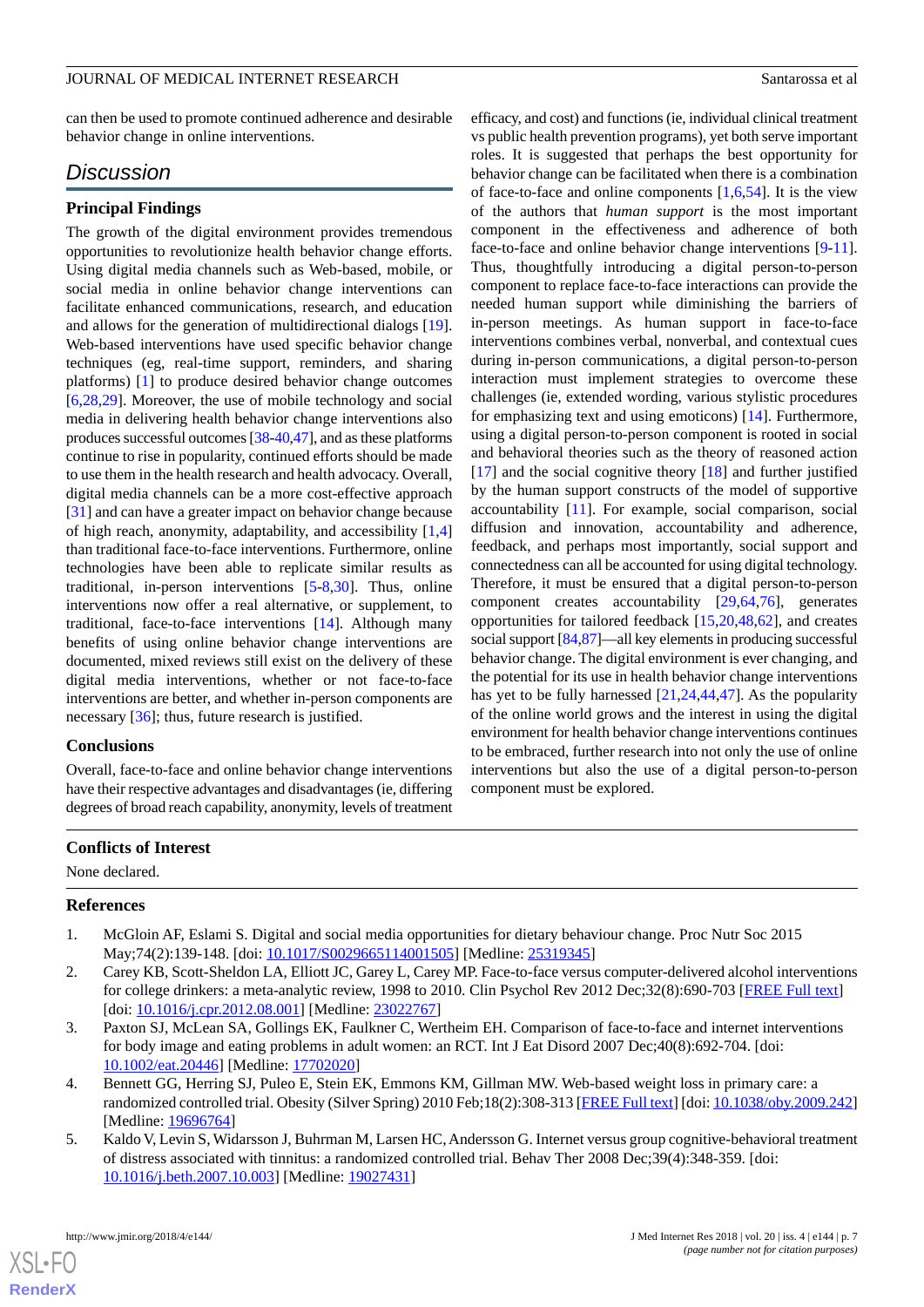can then be used to promote continued adherence and desirable behavior change in online interventions.

## Discussion

### Principal Findings

The growth of the digital environment provides tremendous opportunities to revolutionize health behavior change efforts. Using digital media channels such as Web-based, mobile, or social media in online behavior change interventions can facilitate enhanced communications, research, and education and allows for the generation of multidirectional dialogs [19]. Web-based interventions have used specific behavior change techniques (eg, real-time support, reminders, and sharing platforms) [1] to produce desired behavior change outcomes [6,28,29]. Moreover, the use of mobile technology and social media in delivering health behavior change interventions also produces successful outcomes [38-40,47], and as these platforms continue to rise in popularity, continued efforts should be made to use them in the health research and health advocacy. Overall, digital media channels can be a more cost-effective approach [31] and can have a greater impact on behavior change because of high reach, anonymity, adaptability, and accessibility [1,4] than traditional face-to-face interventions. Furthermore, online technologies have been able to replicate similar results as traditional, in-person interventions [5-8,30]. Thus, online interventions now offer a real alternative, or supplement, to traditional, face-to-face interventions [14]. Although many benefits of using online behavior change interventions are documented, mixed reviews still exist on the delivery of these digital media interventions, whether or not face-to-face interventions are better, and whether in-person components are necessary [36]; thus, future research is justified.

### Conclusions

Overall, face-to-face and online behavior change interventions have their respective advantages and disadvantages (ie, differing degrees of broad reach capability, anonymity, levels of treatment efficacy, and cost) and functions (ie, individual clinical treatment vs public health prevention programs), yet both serve important roles. It is suggested that perhaps the best opportunity for behavior change can be facilitated when there is a combination of face-to-face and online components [1,6,54]. It is the view of the authors that *human support* is the most important component in the effectiveness and adherence of both face-to-face and online behavior change interventions [9-11]. Thus, thoughtfully introducing a digital person-to-person component to replace face-to-face interactions can provide the needed human support while diminishing the barriers of in-person meetings. As human support in face-to-face interventions combines verbal, nonverbal, and contextual cues during in-person communications, a digital person-to-person interaction must implement strategies to overcome these challenges (ie, extended wording, various stylistic procedures for emphasizing text and using emoticons) [14]. Furthermore, using a digital person-to-person component is rooted in social and behavioral theories such as the theory of reasoned action [17] and the social cognitive theory [18] and further justified by the human support constructs of the model of supportive accountability [11]. For example, social comparison, social diffusion and innovation, accountability and adherence, feedback, and perhaps most importantly, social support and connectedness can all be accounted for using digital technology. Therefore, it must be ensured that a digital person-to-person component creates accountability [29,64,76], generates opportunities for tailored feedback [15,20,48,62], and creates social support [84,87]—all key elements in producing successful behavior change. The digital environment is ever changing, and the potential for its use in health behavior change interventions has yet to be fully harnessed [21,24,44,47]. As the popularity of the online world grows and the interest in using the digital environment for health behavior change interventions continues to be embraced, further research into not only the use of online interventions but also the use of a digital person-to-person component must be explored.

## Conflicts of Interest

None declared.

## References

1. McGloin AF, Eslami S. Digital and social media opportunities for dietary behaviour change. Proc Nutr Soc 2015 May;74(2):139-148. [doi: 10.1017/S0029665114001505] [Medline: 25319345]
2. Carey KB, Scott-Sheldon LA, Elliott JC, Garey L, Carey MP. Face-to-face versus computer-delivered alcohol interventions for college drinkers: a meta-analytic review, 1998 to 2010. Clin Psychol Rev 2012 Dec;32(8):690-703 [FREE Full text] [doi: 10.1016/j.cpr.2012.08.001] [Medline: 23022767]
3. Paxton SJ, McLean SA, Gollings EK, Faulkner C, Wertheim EH. Comparison of face-to-face and internet interventions for body image and eating problems in adult women: an RCT. Int J Eat Disord 2007 Dec;40(8):692-704. [doi: 10.1002/eat.20446] [Medline: 17702020]
4. Bennett GG, Herring SJ, Puleo E, Stein EK, Emmons KM, Gillman MW. Web-based weight loss in primary care: a randomized controlled trial. Obesity (Silver Spring) 2010 Feb;18(2):308-313 [FREE Full text] [doi: 10.1038/oby.2009.242] [Medline: 19696764]
5. Kaldo V, Levin S, Widarsson J, Buhrman M, Larsen HC, Andersson G. Internet versus group cognitive-behavioral treatment of distress associated with tinnitus: a randomized controlled trial. Behav Ther 2008 Dec;39(4):348-359. [doi: 10.1016/j.beth.2007.10.003] [Medline: 19027431]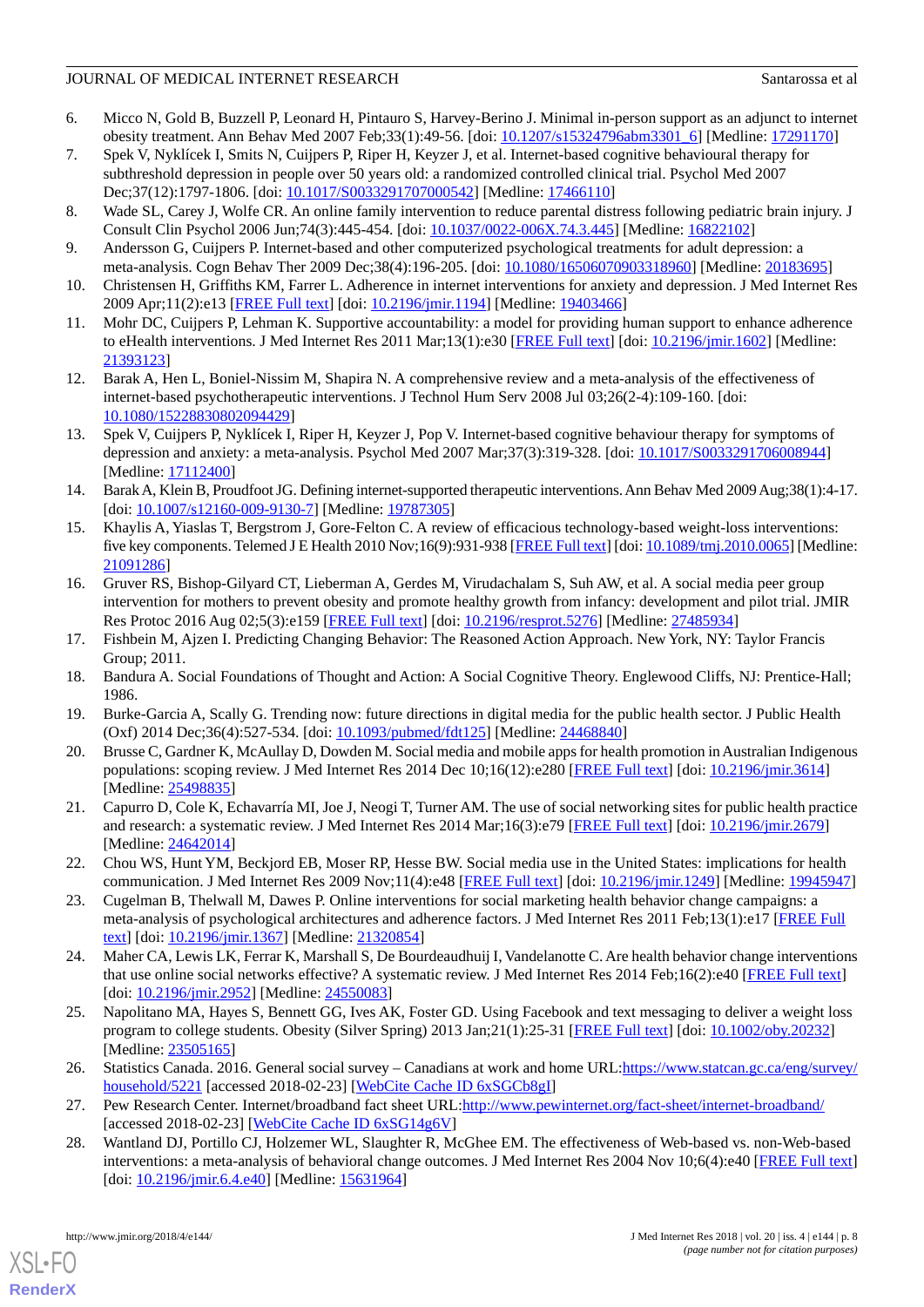6. Micco N, Gold B, Buzzell P, Leonard H, Pintauro S, Harvey-Berino J. Minimal in-person support as an adjunct to internet obesity treatment. Ann Behav Med 2007 Feb;33(1):49-56. [doi: 10.1207/s15324796abm3301_6] [Medline: 17291170]
7. Spek V, Nyklícek I, Smits N, Cuijpers P, Riper H, Keyzer J, et al. Internet-based cognitive behavioural therapy for subthreshold depression in people over 50 years old: a randomized controlled clinical trial. Psychol Med 2007 Dec;37(12):1797-1806. [doi: 10.1017/S0033291707000542] [Medline: 17466110]
8. Wade SL, Carey J, Wolfe CR. An online family intervention to reduce parental distress following pediatric brain injury. J Consult Clin Psychol 2006 Jun;74(3):445-454. [doi: 10.1037/0022-006X.74.3.445] [Medline: 16822102]
9. Andersson G, Cuijpers P. Internet-based and other computerized psychological treatments for adult depression: a meta-analysis. Cogn Behav Ther 2009 Dec;38(4):196-205. [doi: 10.1080/16506070903318960] [Medline: 20183695]
10. Christensen H, Griffiths KM, Farrer L. Adherence in internet interventions for anxiety and depression. J Med Internet Res 2009 Apr;11(2):e13 [FREE Full text] [doi: 10.2196/jmir.1194] [Medline: 19403466]
11. Mohr DC, Cuijpers P, Lehman K. Supportive accountability: a model for providing human support to enhance adherence to eHealth interventions. J Med Internet Res 2011 Mar;13(1):e30 [FREE Full text] [doi: 10.2196/jmir.1602] [Medline: 21393123]
12. Barak A, Hen L, Boniel-Nissim M, Shapira N. A comprehensive review and a meta-analysis of the effectiveness of internet-based psychotherapeutic interventions. J Technol Hum Serv 2008 Jul 03;26(2-4):109-160. [doi: 10.1080/15228830802094429]
13. Spek V, Cuijpers P, Nyklícek I, Riper H, Keyzer J, Pop V. Internet-based cognitive behaviour therapy for symptoms of depression and anxiety: a meta-analysis. Psychol Med 2007 Mar;37(3):319-328. [doi: 10.1017/S0033291706008944] [Medline: 17112400]
14. Barak A, Klein B, Proudfoot JG. Defining internet-supported therapeutic interventions. Ann Behav Med 2009 Aug;38(1):4-17. [doi: 10.1007/s12160-009-9130-7] [Medline: 19787305]
15. Khaylis A, Yiaslas T, Bergstrom J, Gore-Felton C. A review of efficacious technology-based weight-loss interventions: five key components. Telemed J E Health 2010 Nov;16(9):931-938 [FREE Full text] [doi: 10.1089/tmj.2010.0065] [Medline: 21091286]
16. Gruver RS, Bishop-Gilyard CT, Lieberman A, Gerdes M, Virudachalam S, Suh AW, et al. A social media peer group intervention for mothers to prevent obesity and promote healthy growth from infancy: development and pilot trial. JMIR Res Protoc 2016 Aug 02;5(3):e159 [FREE Full text] [doi: 10.2196/resprot.5276] [Medline: 27485934]
17. Fishbein M, Ajzen I. Predicting Changing Behavior: The Reasoned Action Approach. New York, NY: Taylor Francis Group; 2011.
18. Bandura A. Social Foundations of Thought and Action: A Social Cognitive Theory. Englewood Cliffs, NJ: Prentice-Hall; 1986.
19. Burke-Garcia A, Scally G. Trending now: future directions in digital media for the public health sector. J Public Health (Oxf) 2014 Dec;36(4):527-534. [doi: 10.1093/pubmed/fdt125] [Medline: 24468840]
20. Brusse C, Gardner K, McAullay D, Dowden M. Social media and mobile apps for health promotion in Australian Indigenous populations: scoping review. J Med Internet Res 2014 Dec 10;16(12):e280 [FREE Full text] [doi: 10.2196/jmir.3614] [Medline: 25498835]
21. Capurro D, Cole K, Echavarría MI, Joe J, Neogi T, Turner AM. The use of social networking sites for public health practice and research: a systematic review. J Med Internet Res 2014 Mar;16(3):e79 [FREE Full text] [doi: 10.2196/jmir.2679] [Medline: 24642014]
22. Chou WS, Hunt YM, Beckjord EB, Moser RP, Hesse BW. Social media use in the United States: implications for health communication. J Med Internet Res 2009 Nov;11(4):e48 [FREE Full text] [doi: 10.2196/jmir.1249] [Medline: 19945947]
23. Cugelman B, Thelwall M, Dawes P. Online interventions for social marketing health behavior change campaigns: a meta-analysis of psychological architectures and adherence factors. J Med Internet Res 2011 Feb;13(1):e17 [FREE Full text] [doi: 10.2196/jmir.1367] [Medline: 21320854]
24. Maher CA, Lewis LK, Ferrar K, Marshall S, De Bourdeaudhuij I, Vandelanotte C. Are health behavior change interventions that use online social networks effective? A systematic review. J Med Internet Res 2014 Feb;16(2):e40 [FREE Full text] [doi: 10.2196/jmir.2952] [Medline: 24550083]
25. Napolitano MA, Hayes S, Bennett GG, Ives AK, Foster GD. Using Facebook and text messaging to deliver a weight loss program to college students. Obesity (Silver Spring) 2013 Jan;21(1):25-31 [FREE Full text] [doi: 10.1002/oby.20232] [Medline: 23505165]
26. Statistics Canada. 2016. General social survey – Canadians at work and home URL:https://www.statcan.gc.ca/eng/survey/household/5221 [accessed 2018-02-23] [WebCite Cache ID 6xSGCb8gI]
27. Pew Research Center. Internet/broadband fact sheet URL:http://www.pewinternet.org/fact-sheet/internet-broadband/ [accessed 2018-02-23] [WebCite Cache ID 6xSG14g6V]
28. Wantland DJ, Portillo CJ, Holzemer WL, Slaughter R, McGhee EM. The effectiveness of Web-based vs. non-Web-based interventions: a meta-analysis of behavioral change outcomes. J Med Internet Res 2004 Nov 10;6(4):e40 [FREE Full text] [doi: 10.2196/jmir.6.4.e40] [Medline: 15631964]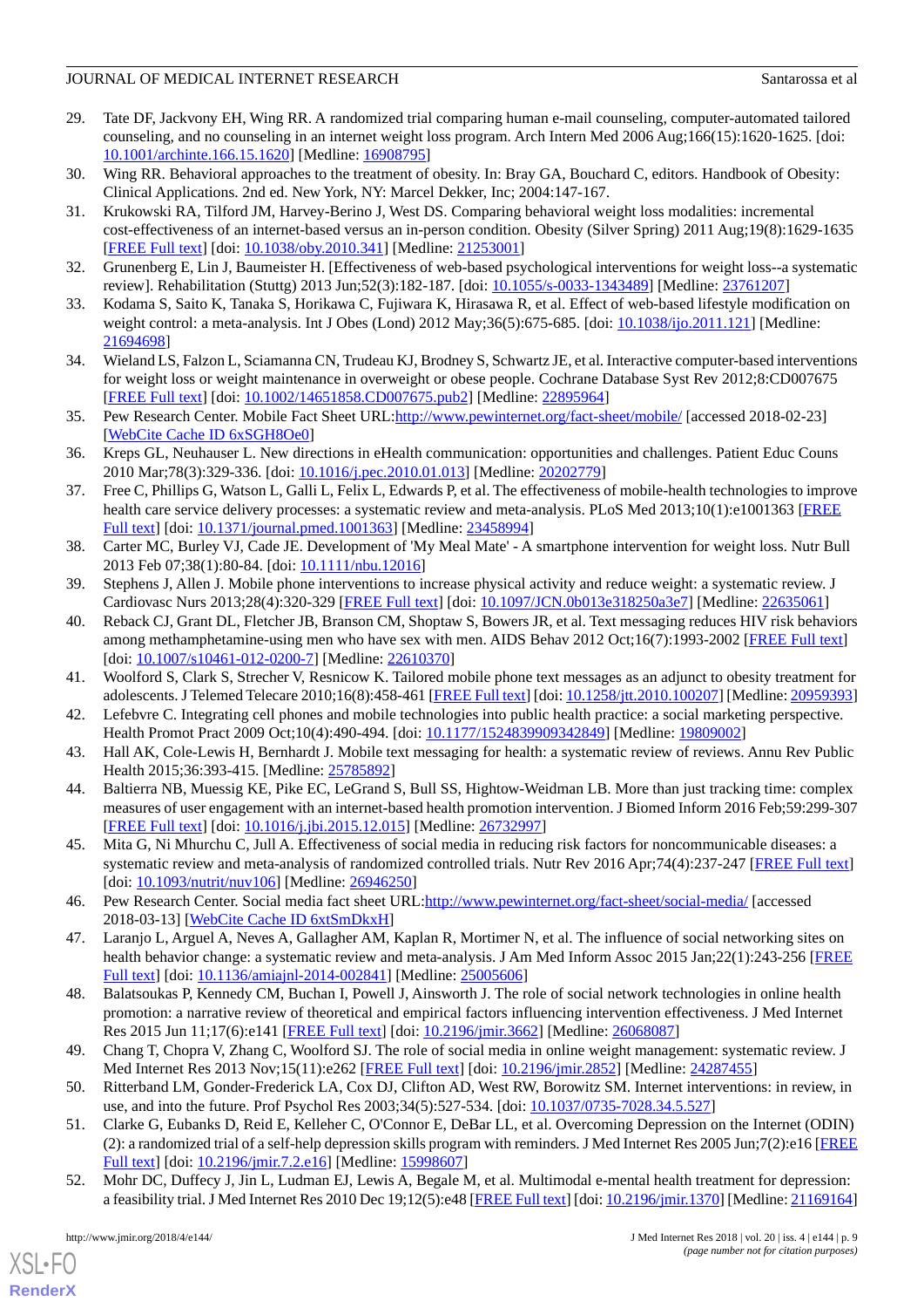29. Tate DF, Jackvony EH, Wing RR. A randomized trial comparing human e-mail counseling, computer-automated tailored counseling, and no counseling in an internet weight loss program. Arch Intern Med 2006 Aug;166(15):1620-1625. [doi: 10.1001/archinte.166.15.1620] [Medline: 16908795]
30. Wing RR. Behavioral approaches to the treatment of obesity. In: Bray GA, Bouchard C, editors. Handbook of Obesity: Clinical Applications. 2nd ed. New York, NY: Marcel Dekker, Inc; 2004:147-167.
31. Krukowski RA, Tilford JM, Harvey-Berino J, West DS. Comparing behavioral weight loss modalities: incremental cost-effectiveness of an internet-based versus an in-person condition. Obesity (Silver Spring) 2011 Aug;19(8):1629-1635 [FREE Full text] [doi: 10.1038/oby.2010.341] [Medline: 21253001]
32. Grunenberg E, Lin J, Baumeister H. [Effectiveness of web-based psychological interventions for weight loss--a systematic review]. Rehabilitation (Stuttg) 2013 Jun;52(3):182-187. [doi: 10.1055/s-0033-1343489] [Medline: 23761207]
33. Kodama S, Saito K, Tanaka S, Horikawa C, Fujiwara K, Hirasawa R, et al. Effect of web-based lifestyle modification on weight control: a meta-analysis. Int J Obes (Lond) 2012 May;36(5):675-685. [doi: 10.1038/ijo.2011.121] [Medline: 21694698]
34. Wieland LS, Falzon L, Sciamanna CN, Trudeau KJ, Brodney S, Schwartz JE, et al. Interactive computer-based interventions for weight loss or weight maintenance in overweight or obese people. Cochrane Database Syst Rev 2012;8:CD007675 [FREE Full text] [doi: 10.1002/14651858.CD007675.pub2] [Medline: 22895964]
35. Pew Research Center. Mobile Fact Sheet URL:http://www.pewinternet.org/fact-sheet/mobile/ [accessed 2018-02-23] [WebCite Cache ID 6xSGH8Oe0]
36. Kreps GL, Neuhauser L. New directions in eHealth communication: opportunities and challenges. Patient Educ Couns 2010 Mar;78(3):329-336. [doi: 10.1016/j.pec.2010.01.013] [Medline: 20202779]
37. Free C, Phillips G, Watson L, Galli L, Felix L, Edwards P, et al. The effectiveness of mobile-health technologies to improve health care service delivery processes: a systematic review and meta-analysis. PLoS Med 2013;10(1):e1001363 [FREE Full text] [doi: 10.1371/journal.pmed.1001363] [Medline: 23458994]
38. Carter MC, Burley VJ, Cade JE. Development of 'My Meal Mate' - A smartphone intervention for weight loss. Nutr Bull 2013 Feb 07;38(1):80-84. [doi: 10.1111/nbu.12016]
39. Stephens J, Allen J. Mobile phone interventions to increase physical activity and reduce weight: a systematic review. J Cardiovasc Nurs 2013;28(4):320-329 [FREE Full text] [doi: 10.1097/JCN.0b013e318250a3e7] [Medline: 22635061]
40. Reback CJ, Grant DL, Fletcher JB, Branson CM, Shoptaw S, Bowers JR, et al. Text messaging reduces HIV risk behaviors among methamphetamine-using men who have sex with men. AIDS Behav 2012 Oct;16(7):1993-2002 [FREE Full text] [doi: 10.1007/s10461-012-0200-7] [Medline: 22610370]
41. Woolford S, Clark S, Strecher V, Resnicow K. Tailored mobile phone text messages as an adjunct to obesity treatment for adolescents. J Telemed Telecare 2010;16(8):458-461 [FREE Full text] [doi: 10.1258/jtt.2010.100207] [Medline: 20959393]
42. Lefebvre C. Integrating cell phones and mobile technologies into public health practice: a social marketing perspective. Health Promot Pract 2009 Oct;10(4):490-494. [doi: 10.1177/1524839909342849] [Medline: 19809002]
43. Hall AK, Cole-Lewis H, Bernhardt J. Mobile text messaging for health: a systematic review of reviews. Annu Rev Public Health 2015;36:393-415. [Medline: 25785892]
44. Baltierra NB, Muessig KE, Pike EC, LeGrand S, Bull SS, Hightow-Weidman LB. More than just tracking time: complex measures of user engagement with an internet-based health promotion intervention. J Biomed Inform 2016 Feb;59:299-307 [FREE Full text] [doi: 10.1016/j.jbi.2015.12.015] [Medline: 26732997]
45. Mita G, Ni Mhurchu C, Jull A. Effectiveness of social media in reducing risk factors for noncommunicable diseases: a systematic review and meta-analysis of randomized controlled trials. Nutr Rev 2016 Apr;74(4):237-247 [FREE Full text] [doi: 10.1093/nutrit/nuv106] [Medline: 26946250]
46. Pew Research Center. Social media fact sheet URL:http://www.pewinternet.org/fact-sheet/social-media/ [accessed 2018-03-13] [WebCite Cache ID 6xtSmDkxH]
47. Laranjo L, Arguel A, Neves A, Gallagher AM, Kaplan R, Mortimer N, et al. The influence of social networking sites on health behavior change: a systematic review and meta-analysis. J Am Med Inform Assoc 2015 Jan;22(1):243-256 [FREE Full text] [doi: 10.1136/amiajnl-2014-002841] [Medline: 25005606]
48. Balatsoukas P, Kennedy CM, Buchan I, Powell J, Ainsworth J. The role of social network technologies in online health promotion: a narrative review of theoretical and empirical factors influencing intervention effectiveness. J Med Internet Res 2015 Jun 11;17(6):e141 [FREE Full text] [doi: 10.2196/jmir.3662] [Medline: 26068087]
49. Chang T, Chopra V, Zhang C, Woolford SJ. The role of social media in online weight management: systematic review. J Med Internet Res 2013 Nov;15(11):e262 [FREE Full text] [doi: 10.2196/jmir.2852] [Medline: 24287455]
50. Ritterband LM, Gonder-Frederick LA, Cox DJ, Clifton AD, West RW, Borowitz SM. Internet interventions: in review, in use, and into the future. Prof Psychol Res 2003;34(5):527-534. [doi: 10.1037/0735-7028.34.5.527]
51. Clarke G, Eubanks D, Reid E, Kelleher C, O'Connor E, DeBar LL, et al. Overcoming Depression on the Internet (ODIN) (2): a randomized trial of a self-help depression skills program with reminders. J Med Internet Res 2005 Jun;7(2):e16 [FREE Full text] [doi: 10.2196/jmir.7.2.e16] [Medline: 15998607]
52. Mohr DC, Duffecy J, Jin L, Ludman EJ, Lewis A, Begale M, et al. Multimodal e-mental health treatment for depression: a feasibility trial. J Med Internet Res 2010 Dec 19;12(5):e48 [FREE Full text] [doi: 10.2196/jmir.1370] [Medline: 21169164]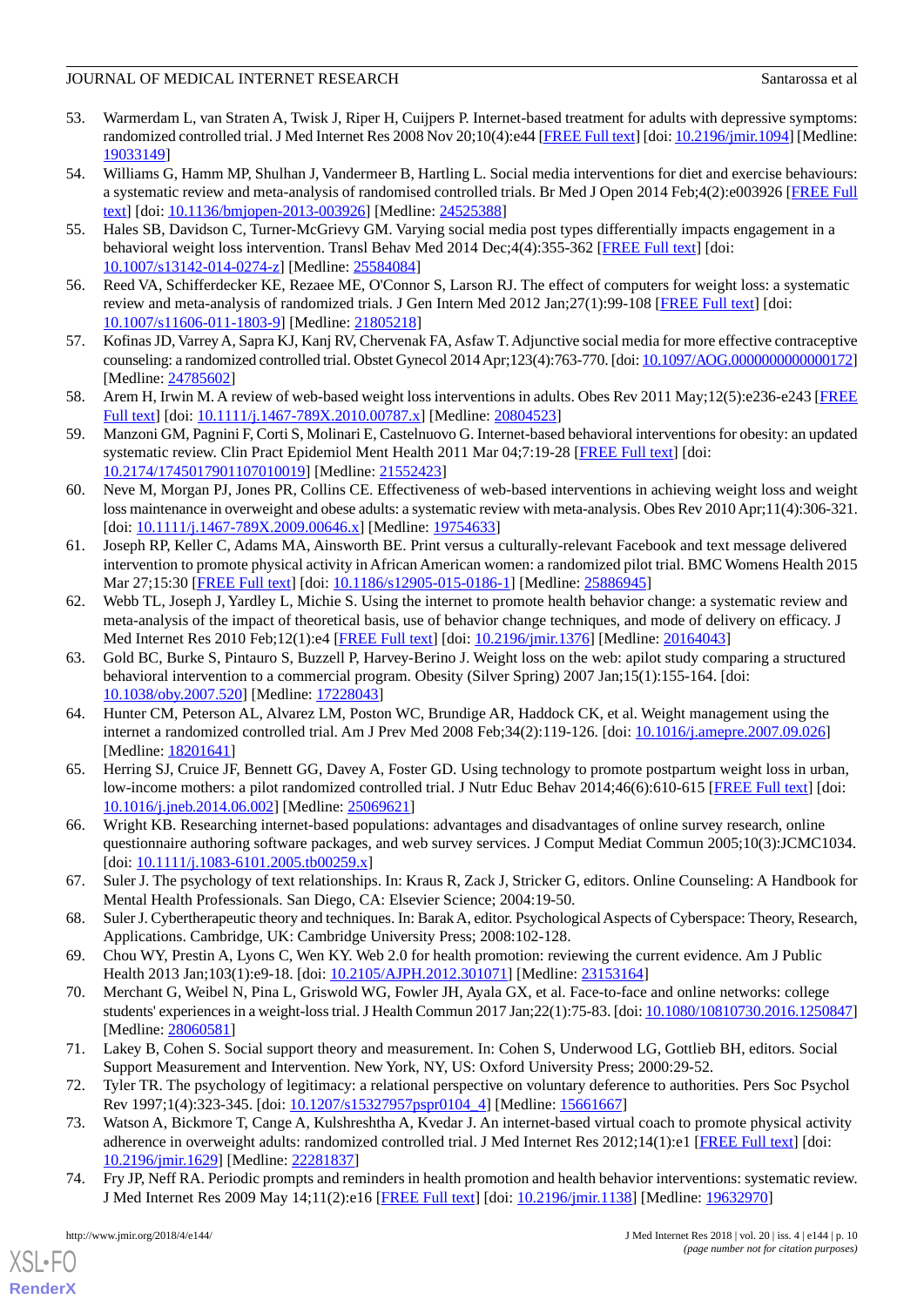53. Warmerdam L, van Straten A, Twisk J, Riper H, Cuijpers P. Internet-based treatment for adults with depressive symptoms: randomized controlled trial. J Med Internet Res 2008 Nov 20;10(4):e44 [FREE Full text] [doi: 10.2196/jmir.1094] [Medline: 19033149]
54. Williams G, Hamm MP, Shulhan J, Vandermeer B, Hartling L. Social media interventions for diet and exercise behaviours: a systematic review and meta-analysis of randomised controlled trials. Br Med J Open 2014 Feb;4(2):e003926 [FREE Full text] [doi: 10.1136/bmjopen-2013-003926] [Medline: 24525388]
55. Hales SB, Davidson C, Turner-McGrievy GM. Varying social media post types differentially impacts engagement in a behavioral weight loss intervention. Transl Behav Med 2014 Dec;4(4):355-362 [FREE Full text] [doi: 10.1007/s13142-014-0274-z] [Medline: 25584084]
56. Reed VA, Schifferdecker KE, Rezaee ME, O'Connor S, Larson RJ. The effect of computers for weight loss: a systematic review and meta-analysis of randomized trials. J Gen Intern Med 2012 Jan;27(1):99-108 [FREE Full text] [doi: 10.1007/s11606-011-1803-9] [Medline: 21805218]
57. Kofinas JD, Varrey A, Sapra KJ, Kanj RV, Chervenak FA, Asfaw T. Adjunctive social media for more effective contraceptive counseling: a randomized controlled trial. Obstet Gynecol 2014 Apr;123(4):763-770. [doi: 10.1097/AOG.0000000000000172] [Medline: 24785602]
58. Arem H, Irwin M. A review of web-based weight loss interventions in adults. Obes Rev 2011 May;12(5):e236-e243 [FREE Full text] [doi: 10.1111/j.1467-789X.2010.00787.x] [Medline: 20804523]
59. Manzoni GM, Pagnini F, Corti S, Molinari E, Castelnuovo G. Internet-based behavioral interventions for obesity: an updated systematic review. Clin Pract Epidemiol Ment Health 2011 Mar 04;7:19-28 [FREE Full text] [doi: 10.2174/1745017901107010019] [Medline: 21552423]
60. Neve M, Morgan PJ, Jones PR, Collins CE. Effectiveness of web-based interventions in achieving weight loss and weight loss maintenance in overweight and obese adults: a systematic review with meta-analysis. Obes Rev 2010 Apr;11(4):306-321. [doi: 10.1111/j.1467-789X.2009.00646.x] [Medline: 19754633]
61. Joseph RP, Keller C, Adams MA, Ainsworth BE. Print versus a culturally-relevant Facebook and text message delivered intervention to promote physical activity in African American women: a randomized pilot trial. BMC Womens Health 2015 Mar 27;15:30 [FREE Full text] [doi: 10.1186/s12905-015-0186-1] [Medline: 25886945]
62. Webb TL, Joseph J, Yardley L, Michie S. Using the internet to promote health behavior change: a systematic review and meta-analysis of the impact of theoretical basis, use of behavior change techniques, and mode of delivery on efficacy. J Med Internet Res 2010 Feb;12(1):e4 [FREE Full text] [doi: 10.2196/jmir.1376] [Medline: 20164043]
63. Gold BC, Burke S, Pintauro S, Buzzell P, Harvey-Berino J. Weight loss on the web: apilot study comparing a structured behavioral intervention to a commercial program. Obesity (Silver Spring) 2007 Jan;15(1):155-164. [doi: 10.1038/oby.2007.520] [Medline: 17228043]
64. Hunter CM, Peterson AL, Alvarez LM, Poston WC, Brundige AR, Haddock CK, et al. Weight management using the internet a randomized controlled trial. Am J Prev Med 2008 Feb;34(2):119-126. [doi: 10.1016/j.amepre.2007.09.026] [Medline: 18201641]
65. Herring SJ, Cruice JF, Bennett GG, Davey A, Foster GD. Using technology to promote postpartum weight loss in urban, low-income mothers: a pilot randomized controlled trial. J Nutr Educ Behav 2014;46(6):610-615 [FREE Full text] [doi: 10.1016/j.jneb.2014.06.002] [Medline: 25069621]
66. Wright KB. Researching internet-based populations: advantages and disadvantages of online survey research, online questionnaire authoring software packages, and web survey services. J Comput Mediat Commun 2005;10(3):JCMC1034. [doi: 10.1111/j.1083-6101.2005.tb00259.x]
67. Suler J. The psychology of text relationships. In: Kraus R, Zack J, Stricker G, editors. Online Counseling: A Handbook for Mental Health Professionals. San Diego, CA: Elsevier Science; 2004:19-50.
68. Suler J. Cybertherapeutic theory and techniques. In: Barak A, editor. Psychological Aspects of Cyberspace: Theory, Research, Applications. Cambridge, UK: Cambridge University Press; 2008:102-128.
69. Chou WY, Prestin A, Lyons C, Wen KY. Web 2.0 for health promotion: reviewing the current evidence. Am J Public Health 2013 Jan;103(1):e9-18. [doi: 10.2105/AJPH.2012.301071] [Medline: 23153164]
70. Merchant G, Weibel N, Pina L, Griswold WG, Fowler JH, Ayala GX, et al. Face-to-face and online networks: college students' experiences in a weight-loss trial. J Health Commun 2017 Jan;22(1):75-83. [doi: 10.1080/10810730.2016.1250847] [Medline: 28060581]
71. Lakey B, Cohen S. Social support theory and measurement. In: Cohen S, Underwood LG, Gottlieb BH, editors. Social Support Measurement and Intervention. New York, NY, US: Oxford University Press; 2000:29-52.
72. Tyler TR. The psychology of legitimacy: a relational perspective on voluntary deference to authorities. Pers Soc Psychol Rev 1997;1(4):323-345. [doi: 10.1207/s15327957pspr0104_4] [Medline: 15661667]
73. Watson A, Bickmore T, Cange A, Kulshreshtha A, Kvedar J. An internet-based virtual coach to promote physical activity adherence in overweight adults: randomized controlled trial. J Med Internet Res 2012;14(1):e1 [FREE Full text] [doi: 10.2196/jmir.1629] [Medline: 22281837]
74. Fry JP, Neff RA. Periodic prompts and reminders in health promotion and health behavior interventions: systematic review. J Med Internet Res 2009 May 14;11(2):e16 [FREE Full text] [doi: 10.2196/jmir.1138] [Medline: 19632970]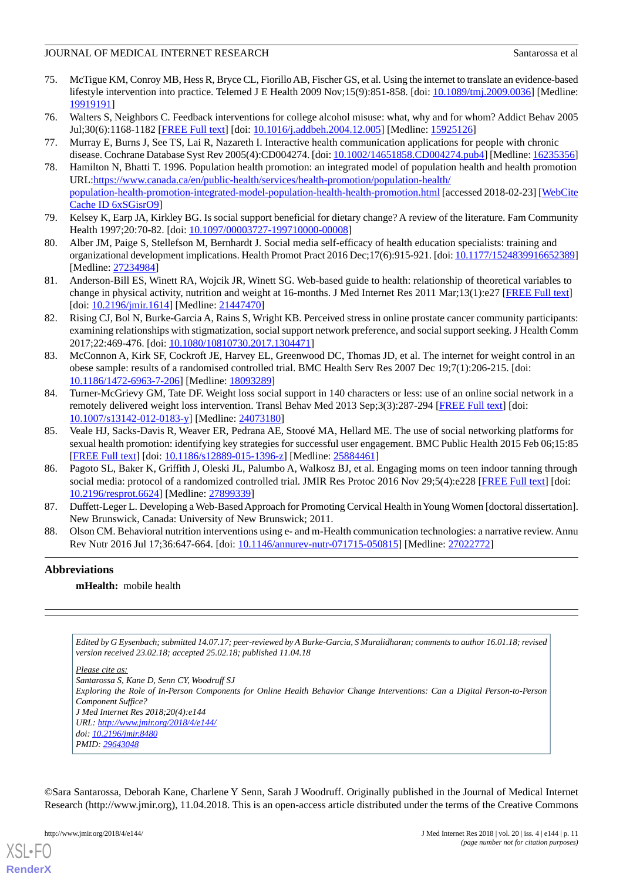75. McTigue KM, Conroy MB, Hess R, Bryce CL, Fiorillo AB, Fischer GS, et al. Using the internet to translate an evidence-based lifestyle intervention into practice. Telemed J E Health 2009 Nov;15(9):851-858. [doi: 10.1089/tmj.2009.0036] [Medline: 19919191]
76. Walters S, Neighbors C. Feedback interventions for college alcohol misuse: what, why and for whom? Addict Behav 2005 Jul;30(6):1168-1182 [FREE Full text] [doi: 10.1016/j.addbeh.2004.12.005] [Medline: 15925126]
77. Murray E, Burns J, See TS, Lai R, Nazareth I. Interactive health communication applications for people with chronic disease. Cochrane Database Syst Rev 2005(4):CD004274. [doi: 10.1002/14651858.CD004274.pub4] [Medline: 16235356]
78. Hamilton N, Bhatti T. 1996. Population health promotion: an integrated model of population health and health promotion URL:https://www.canada.ca/en/public-health/services/health-promotion/population-health/population-health-promotion-integrated-model-population-health-health-promotion.html [accessed 2018-02-23] [WebCite Cache ID 6xSGisrO9]
79. Kelsey K, Earp JA, Kirkley BG. Is social support beneficial for dietary change? A review of the literature. Fam Community Health 1997;20:70-82. [doi: 10.1097/00003727-199710000-00008]
80. Alber JM, Paige S, Stellefson M, Bernhardt J. Social media self-efficacy of health education specialists: training and organizational development implications. Health Promot Pract 2016 Dec;17(6):915-921. [doi: 10.1177/1524839916652389] [Medline: 27234984]
81. Anderson-Bill ES, Winett RA, Wojcik JR, Winett SG. Web-based guide to health: relationship of theoretical variables to change in physical activity, nutrition and weight at 16-months. J Med Internet Res 2011 Mar;13(1):e27 [FREE Full text] [doi: 10.2196/jmir.1614] [Medline: 21447470]
82. Rising CJ, Bol N, Burke-Garcia A, Rains S, Wright KB. Perceived stress in online prostate cancer community participants: examining relationships with stigmatization, social support network preference, and social support seeking. J Health Comm 2017;22:469-476. [doi: 10.1080/10810730.2017.1304471]
83. McConnon A, Kirk SF, Cockroft JE, Harvey EL, Greenwood DC, Thomas JD, et al. The internet for weight control in an obese sample: results of a randomised controlled trial. BMC Health Serv Res 2007 Dec 19;7(1):206-215. [doi: 10.1186/1472-6963-7-206] [Medline: 18093289]
84. Turner-McGrievy GM, Tate DF. Weight loss social support in 140 characters or less: use of an online social network in a remotely delivered weight loss intervention. Transl Behav Med 2013 Sep;3(3):287-294 [FREE Full text] [doi: 10.1007/s13142-012-0183-y] [Medline: 24073180]
85. Veale HJ, Sacks-Davis R, Weaver ER, Pedrana AE, Stoové MA, Hellard ME. The use of social networking platforms for sexual health promotion: identifying key strategies for successful user engagement. BMC Public Health 2015 Feb 06;15:85 [FREE Full text] [doi: 10.1186/s12889-015-1396-z] [Medline: 25884461]
86. Pagoto SL, Baker K, Griffith J, Oleski JL, Palumbo A, Walkosz BJ, et al. Engaging moms on teen indoor tanning through social media: protocol of a randomized controlled trial. JMIR Res Protoc 2016 Nov 29;5(4):e228 [FREE Full text] [doi: 10.2196/resprot.6624] [Medline: 27899339]
87. Duffett-Leger L. Developing a Web-Based Approach for Promoting Cervical Health in Young Women [doctoral dissertation]. New Brunswick, Canada: University of New Brunswick; 2011.
88. Olson CM. Behavioral nutrition interventions using e- and m-Health communication technologies: a narrative review. Annu Rev Nutr 2016 Jul 17;36:647-664. [doi: 10.1146/annurev-nutr-071715-050815] [Medline: 27022772]

## Abbreviations

**mHealth:** mobile health

*Edited by G Eysenbach; submitted 14.07.17; peer-reviewed by A Burke-Garcia, S Muralidharan; comments to author 16.01.18; revised version received 23.02.18; accepted 25.02.18; published 11.04.18*

*Please cite as:*
*Santarossa S, Kane D, Senn CY, Woodruff SJ*
*Exploring the Role of In-Person Components for Online Health Behavior Change Interventions: Can a Digital Person-to-Person Component Suffice?*
*J Med Internet Res 2018;20(4):e144*
*URL: http://www.jmir.org/2018/4/e144/*
*doi: 10.2196/jmir.8480*
*PMID: 29643048*

©Sara Santarossa, Deborah Kane, Charlene Y Senn, Sarah J Woodruff. Originally published in the Journal of Medical Internet Research (http://www.jmir.org), 11.04.2018. This is an open-access article distributed under the terms of the Creative Commons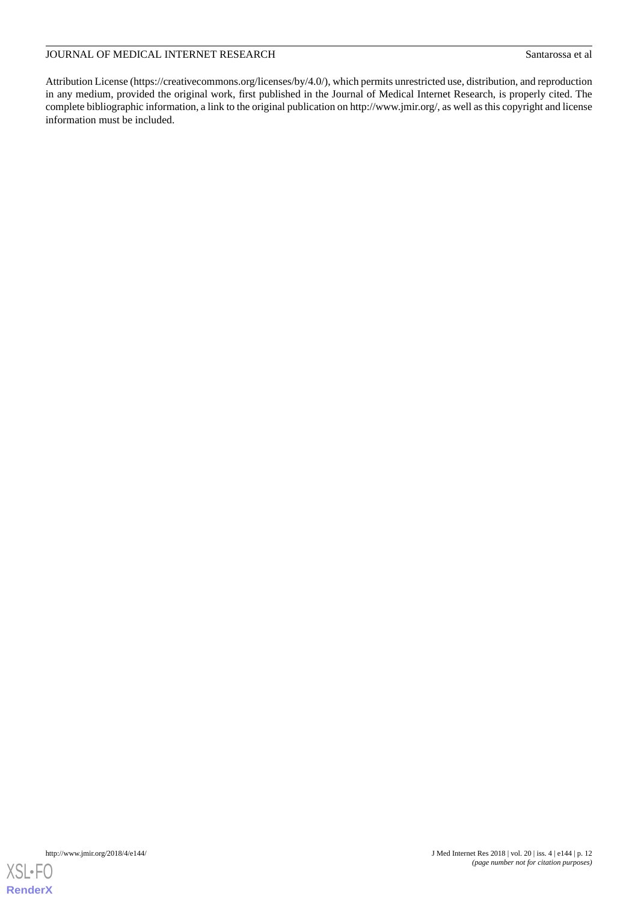Attribution License (https://creativecommons.org/licenses/by/4.0/), which permits unrestricted use, distribution, and reproduction in any medium, provided the original work, first published in the Journal of Medical Internet Research, is properly cited. The complete bibliographic information, a link to the original publication on http://www.jmir.org/, as well as this copyright and license information must be included.